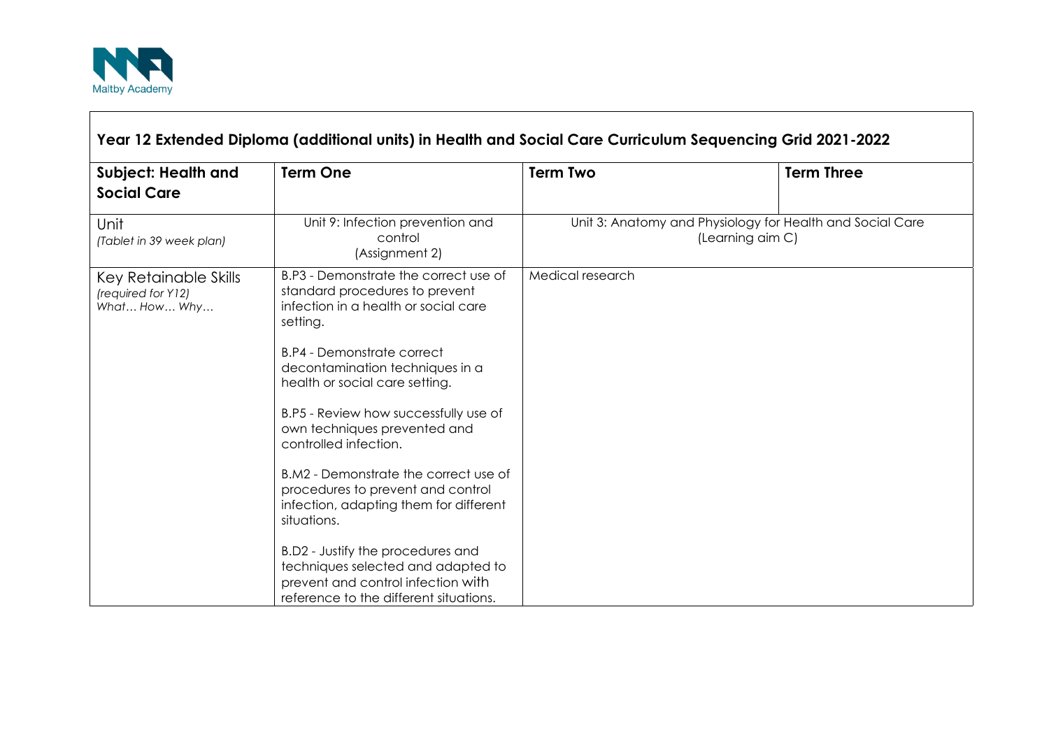## Year 12 Extended Diploma (additional units) in Health and Social Care Curriculum Sequencing Grid 2021-2022

| Subject: Health and Social Care | Term One | Term Two | Term Three |
|---|---|---|---|
| Unit *(Tablet in 39 week plan)* | Unit 9: Infection prevention and control (Assignment 2) | Unit 3: Anatomy and Physiology for Health and Social Care (Learning aim C) | |
| Key Retainable Skills *(required for Y12) What… How… Why…* | B.P3 - Demonstrate the correct use of standard procedures to prevent infection in a health or social care setting.<br><br>B.P4 - Demonstrate correct decontamination techniques in a health or social care setting.<br><br>B.P5 - Review how successfully use of own techniques prevented and controlled infection.<br><br>B.M2 - Demonstrate the correct use of procedures to prevent and control infection, adapting them for different situations.<br><br>B.D2 - Justify the procedures and techniques selected and adapted to prevent and control infection with reference to the different situations. | Medical research | |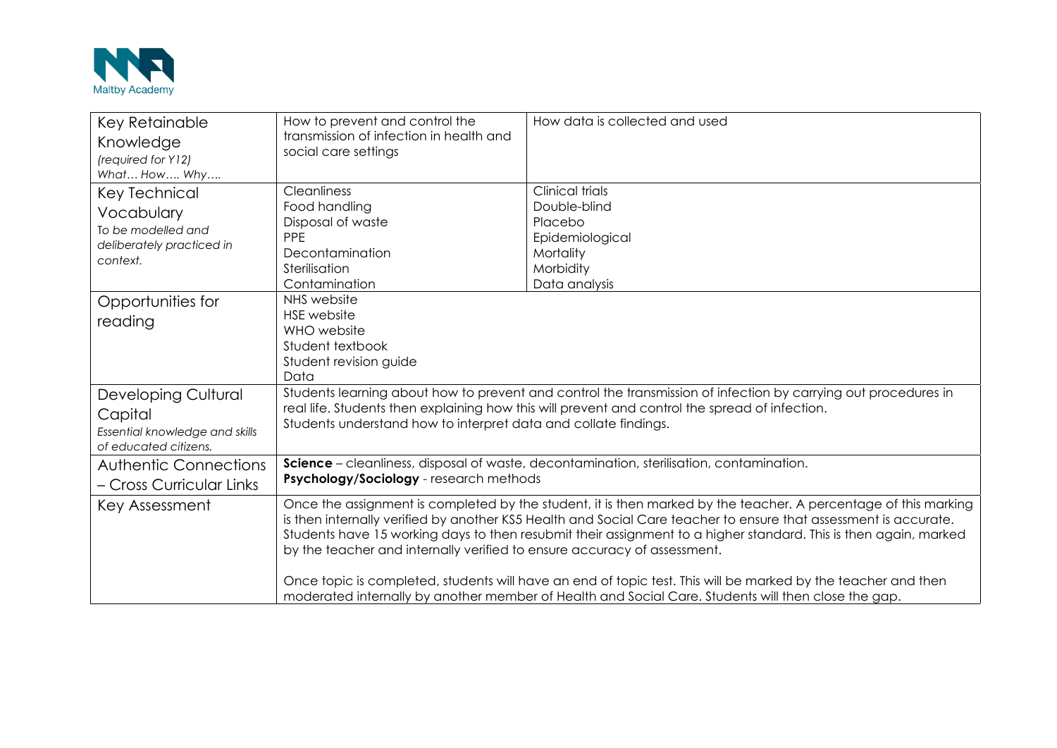| Key Retainable Knowledge<br>*(required for Y12)*<br>*What… How…. Why….* | How to prevent and control the transmission of infection in health and social care settings | How data is collected and used |
| --- | --- | --- |
| Key Technical Vocabulary<br>*To be modelled and deliberately practiced in context.* | Cleanliness<br>Food handling<br>Disposal of waste<br>PPE<br>Decontamination<br>Sterilisation<br>Contamination | Clinical trials<br>Double-blind<br>Placebo<br>Epidemiological<br>Mortality<br>Morbidity<br>Data analysis |
| Opportunities for reading | NHS website<br>HSE website<br>WHO website<br>Student textbook<br>Student revision guide<br>Data | |
| Developing Cultural Capital<br>*Essential knowledge and skills of educated citizens.* | Students learning about how to prevent and control the transmission of infection by carrying out procedures in real life. Students then explaining how this will prevent and control the spread of infection.<br>Students understand how to interpret data and collate findings. | |
| Authentic Connections – Cross Curricular Links | **Science** – cleanliness, disposal of waste, decontamination, sterilisation, contamination.<br>**Psychology/Sociology** - research methods | |
| Key Assessment | Once the assignment is completed by the student, it is then marked by the teacher. A percentage of this marking is then internally verified by another KS5 Health and Social Care teacher to ensure that assessment is accurate. Students have 15 working days to then resubmit their assignment to a higher standard. This is then again, marked by the teacher and internally verified to ensure accuracy of assessment.<br><br>Once topic is completed, students will have an end of topic test. This will be marked by the teacher and then moderated internally by another member of Health and Social Care. Students will then close the gap. | |